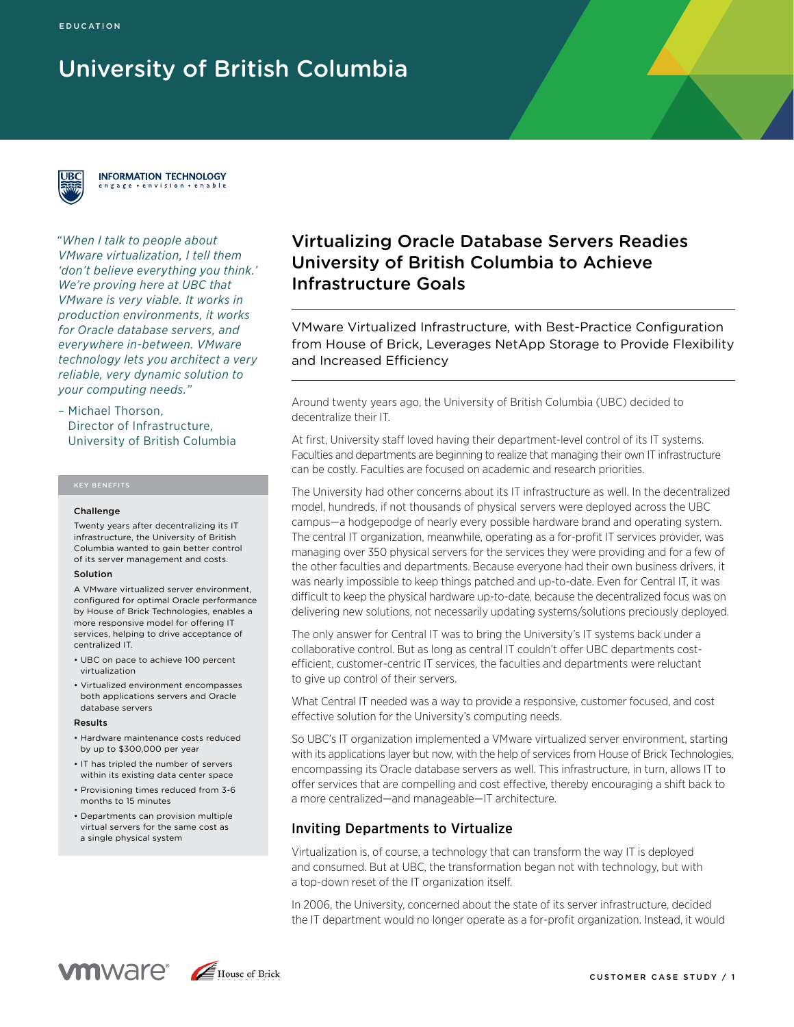EDUCATION

# University of British Columbia

INFORMATION TECHNOLOGY
engage • envision • enable

*"When I talk to people about VMware virtualization, I tell them 'don't believe everything you think.' We're proving here at UBC that VMware is very viable. It works in production environments, it works for Oracle database servers, and everywhere in-between. VMware technology lets you architect a very reliable, very dynamic solution to your computing needs."*

– Michael Thorson, Director of Infrastructure, University of British Columbia

KEY BENEFITS

**Challenge**

Twenty years after decentralizing its IT infrastructure, the University of British Columbia wanted to gain better control of its server management and costs.

**Solution**

A VMware virtualized server environment, configured for optimal Oracle performance by House of Brick Technologies, enables a more responsive model for offering IT services, helping to drive acceptance of centralized IT.

- UBC on pace to achieve 100 percent virtualization
- Virtualized environment encompasses both applications servers and Oracle database servers

**Results**

- Hardware maintenance costs reduced by up to $300,000 per year
- IT has tripled the number of servers within its existing data center space
- Provisioning times reduced from 3-6 months to 15 minutes
- Departments can provision multiple virtual servers for the same cost as a single physical system

## Virtualizing Oracle Database Servers Readies University of British Columbia to Achieve Infrastructure Goals

VMware Virtualized Infrastructure, with Best-Practice Configuration from House of Brick, Leverages NetApp Storage to Provide Flexibility and Increased Efficiency

Around twenty years ago, the University of British Columbia (UBC) decided to decentralize their IT.

At first, University staff loved having their department-level control of its IT systems. Faculties and departments are beginning to realize that managing their own IT infrastructure can be costly. Faculties are focused on academic and research priorities.

The University had other concerns about its IT infrastructure as well. In the decentralized model, hundreds, if not thousands of physical servers were deployed across the UBC campus—a hodgepodge of nearly every possible hardware brand and operating system. The central IT organization, meanwhile, operating as a for-profit IT services provider, was managing over 350 physical servers for the services they were providing and for a few of the other faculties and departments. Because everyone had their own business drivers, it was nearly impossible to keep things patched and up-to-date. Even for Central IT, it was difficult to keep the physical hardware up-to-date, because the decentralized focus was on delivering new solutions, not necessarily updating systems/solutions preciously deployed.

The only answer for Central IT was to bring the University's IT systems back under a collaborative control. But as long as central IT couldn't offer UBC departments cost-efficient, customer-centric IT services, the faculties and departments were reluctant to give up control of their servers.

What Central IT needed was a way to provide a responsive, customer focused, and cost effective solution for the University's computing needs.

So UBC's IT organization implemented a VMware virtualized server environment, starting with its applications layer but now, with the help of services from House of Brick Technologies, encompassing its Oracle database servers as well. This infrastructure, in turn, allows IT to offer services that are compelling and cost effective, thereby encouraging a shift back to a more centralized—and manageable—IT architecture.

### Inviting Departments to Virtualize

Virtualization is, of course, a technology that can transform the way IT is deployed and consumed. But at UBC, the transformation began not with technology, but with a top-down reset of the IT organization itself.

In 2006, the University, concerned about the state of its server infrastructure, decided the IT department would no longer operate as a for-profit organization. Instead, it would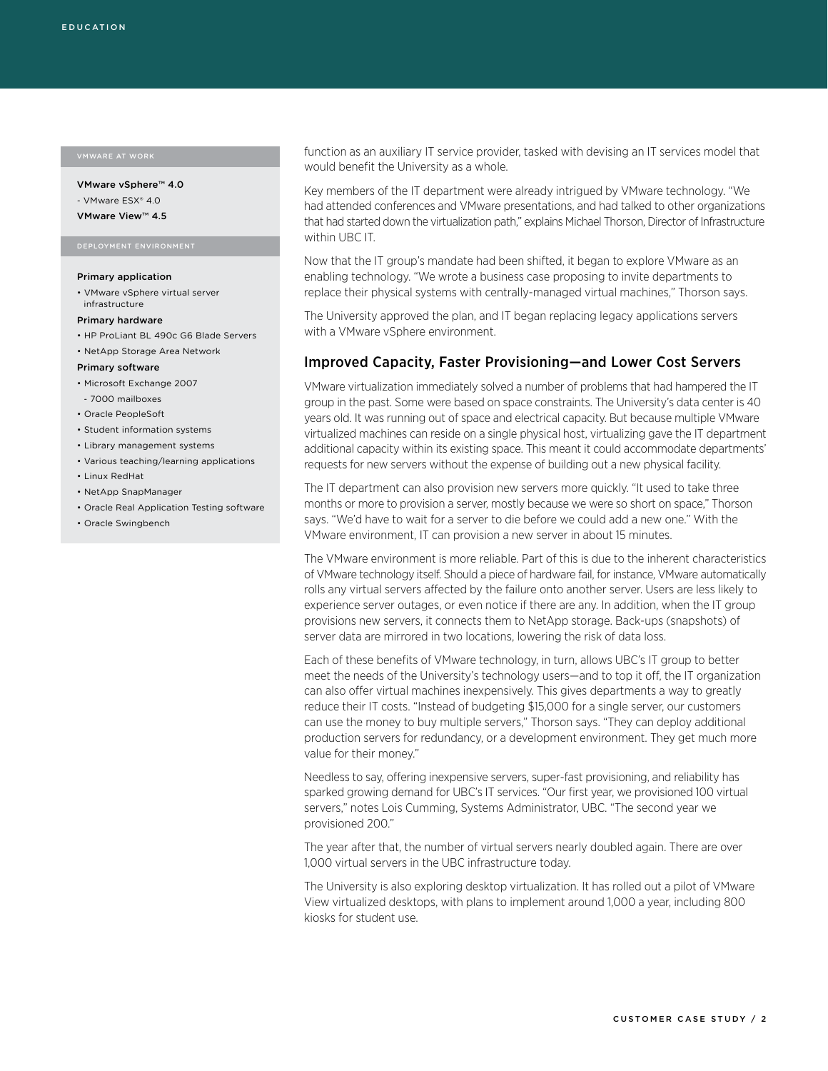### VMWARE AT WORK

**VMware vSphere™ 4.0**

- VMware ESX® 4.0

**VMware View™ 4.5**

### DEPLOYMENT ENVIRONMENT

**Primary application**

- VMware vSphere virtual server infrastructure

**Primary hardware**

- HP ProLiant BL 490c G6 Blade Servers
- NetApp Storage Area Network

**Primary software**

- Microsoft Exchange 2007
  - 7000 mailboxes
- Oracle PeopleSoft
- Student information systems
- Library management systems
- Various teaching/learning applications
- Linux RedHat
- NetApp SnapManager
- Oracle Real Application Testing software
- Oracle Swingbench

function as an auxiliary IT service provider, tasked with devising an IT services model that would benefit the University as a whole.

Key members of the IT department were already intrigued by VMware technology. "We had attended conferences and VMware presentations, and had talked to other organizations that had started down the virtualization path," explains Michael Thorson, Director of Infrastructure within UBC IT.

Now that the IT group's mandate had been shifted, it began to explore VMware as an enabling technology. "We wrote a business case proposing to invite departments to replace their physical systems with centrally-managed virtual machines," Thorson says.

The University approved the plan, and IT began replacing legacy applications servers with a VMware vSphere environment.

## Improved Capacity, Faster Provisioning—and Lower Cost Servers

VMware virtualization immediately solved a number of problems that had hampered the IT group in the past. Some were based on space constraints. The University's data center is 40 years old. It was running out of space and electrical capacity. But because multiple VMware virtualized machines can reside on a single physical host, virtualizing gave the IT department additional capacity within its existing space. This meant it could accommodate departments' requests for new servers without the expense of building out a new physical facility.

The IT department can also provision new servers more quickly. "It used to take three months or more to provision a server, mostly because we were so short on space," Thorson says. "We'd have to wait for a server to die before we could add a new one." With the VMware environment, IT can provision a new server in about 15 minutes.

The VMware environment is more reliable. Part of this is due to the inherent characteristics of VMware technology itself. Should a piece of hardware fail, for instance, VMware automatically rolls any virtual servers affected by the failure onto another server. Users are less likely to experience server outages, or even notice if there are any. In addition, when the IT group provisions new servers, it connects them to NetApp storage. Back-ups (snapshots) of server data are mirrored in two locations, lowering the risk of data loss.

Each of these benefits of VMware technology, in turn, allows UBC's IT group to better meet the needs of the University's technology users—and to top it off, the IT organization can also offer virtual machines inexpensively. This gives departments a way to greatly reduce their IT costs. "Instead of budgeting $15,000 for a single server, our customers can use the money to buy multiple servers," Thorson says. "They can deploy additional production servers for redundancy, or a development environment. They get much more value for their money."

Needless to say, offering inexpensive servers, super-fast provisioning, and reliability has sparked growing demand for UBC's IT services. "Our first year, we provisioned 100 virtual servers," notes Lois Cumming, Systems Administrator, UBC. "The second year we provisioned 200."

The year after that, the number of virtual servers nearly doubled again. There are over 1,000 virtual servers in the UBC infrastructure today.

The University is also exploring desktop virtualization. It has rolled out a pilot of VMware View virtualized desktops, with plans to implement around 1,000 a year, including 800 kiosks for student use.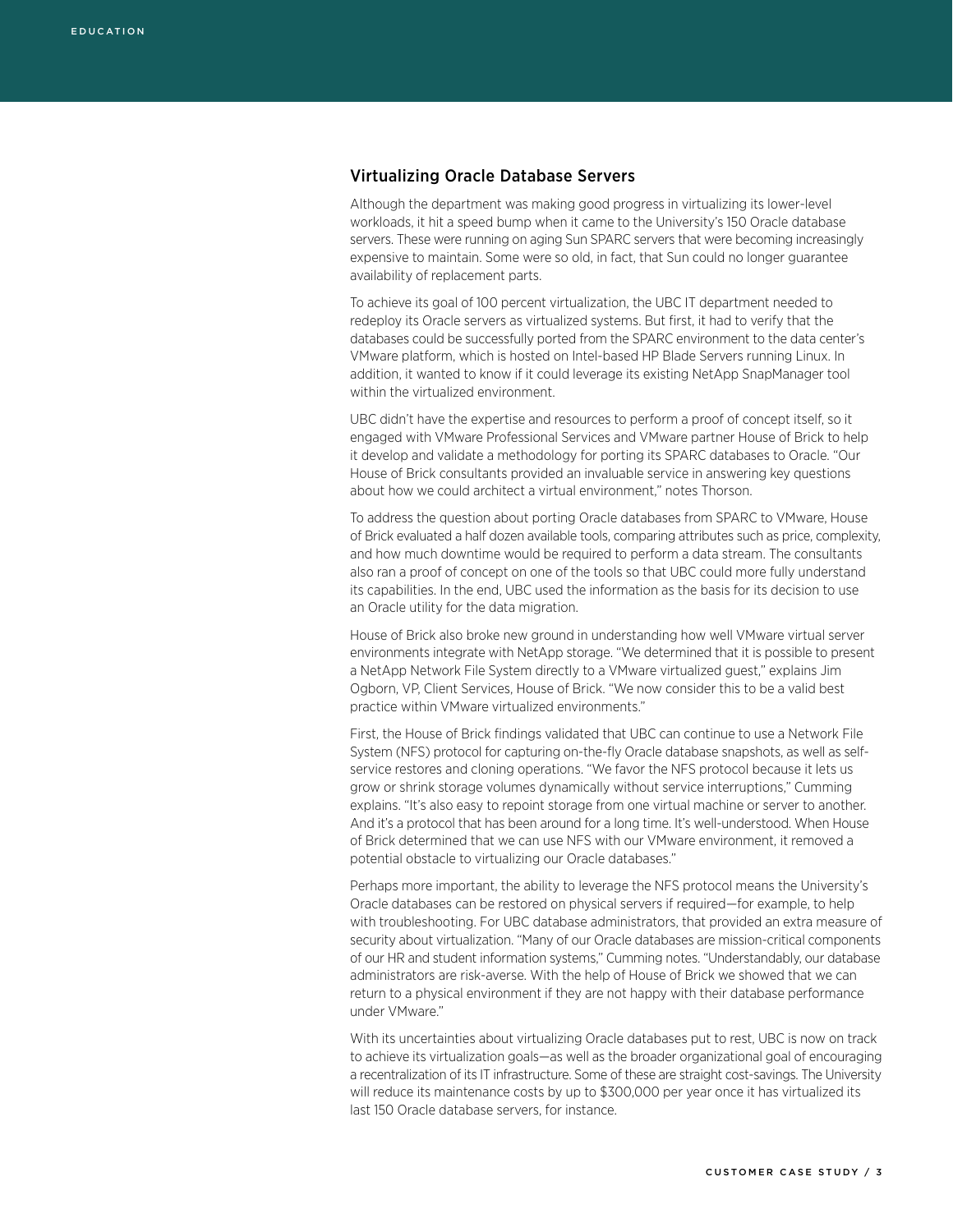## Virtualizing Oracle Database Servers

Although the department was making good progress in virtualizing its lower-level workloads, it hit a speed bump when it came to the University's 150 Oracle database servers. These were running on aging Sun SPARC servers that were becoming increasingly expensive to maintain. Some were so old, in fact, that Sun could no longer guarantee availability of replacement parts.

To achieve its goal of 100 percent virtualization, the UBC IT department needed to redeploy its Oracle servers as virtualized systems. But first, it had to verify that the databases could be successfully ported from the SPARC environment to the data center's VMware platform, which is hosted on Intel-based HP Blade Servers running Linux. In addition, it wanted to know if it could leverage its existing NetApp SnapManager tool within the virtualized environment.

UBC didn't have the expertise and resources to perform a proof of concept itself, so it engaged with VMware Professional Services and VMware partner House of Brick to help it develop and validate a methodology for porting its SPARC databases to Oracle. "Our House of Brick consultants provided an invaluable service in answering key questions about how we could architect a virtual environment," notes Thorson.

To address the question about porting Oracle databases from SPARC to VMware, House of Brick evaluated a half dozen available tools, comparing attributes such as price, complexity, and how much downtime would be required to perform a data stream. The consultants also ran a proof of concept on one of the tools so that UBC could more fully understand its capabilities. In the end, UBC used the information as the basis for its decision to use an Oracle utility for the data migration.

House of Brick also broke new ground in understanding how well VMware virtual server environments integrate with NetApp storage. "We determined that it is possible to present a NetApp Network File System directly to a VMware virtualized guest," explains Jim Ogborn, VP, Client Services, House of Brick. "We now consider this to be a valid best practice within VMware virtualized environments."

First, the House of Brick findings validated that UBC can continue to use a Network File System (NFS) protocol for capturing on-the-fly Oracle database snapshots, as well as self-service restores and cloning operations. "We favor the NFS protocol because it lets us grow or shrink storage volumes dynamically without service interruptions," Cumming explains. "It's also easy to repoint storage from one virtual machine or server to another. And it's a protocol that has been around for a long time. It's well-understood. When House of Brick determined that we can use NFS with our VMware environment, it removed a potential obstacle to virtualizing our Oracle databases."

Perhaps more important, the ability to leverage the NFS protocol means the University's Oracle databases can be restored on physical servers if required—for example, to help with troubleshooting. For UBC database administrators, that provided an extra measure of security about virtualization. "Many of our Oracle databases are mission-critical components of our HR and student information systems," Cumming notes. "Understandably, our database administrators are risk-averse. With the help of House of Brick we showed that we can return to a physical environment if they are not happy with their database performance under VMware."

With its uncertainties about virtualizing Oracle databases put to rest, UBC is now on track to achieve its virtualization goals—as well as the broader organizational goal of encouraging a recentralization of its IT infrastructure. Some of these are straight cost-savings. The University will reduce its maintenance costs by up to $300,000 per year once it has virtualized its last 150 Oracle database servers, for instance.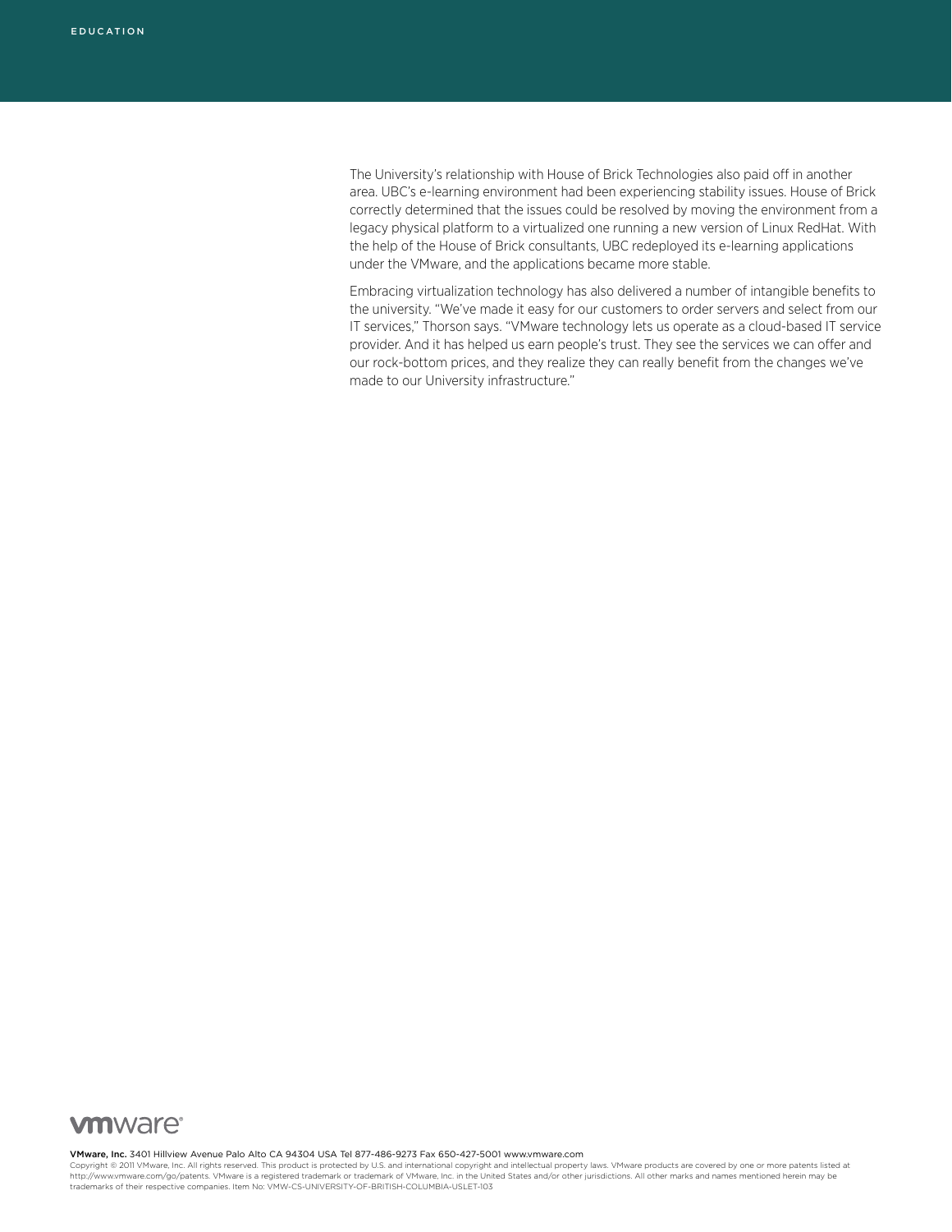The University's relationship with House of Brick Technologies also paid off in another area. UBC's e-learning environment had been experiencing stability issues. House of Brick correctly determined that the issues could be resolved by moving the environment from a legacy physical platform to a virtualized one running a new version of Linux RedHat. With the help of the House of Brick consultants, UBC redeployed its e-learning applications under the VMware, and the applications became more stable.

Embracing virtualization technology has also delivered a number of intangible benefits to the university. "We've made it easy for our customers to order servers and select from our IT services," Thorson says. "VMware technology lets us operate as a cloud-based IT service provider. And it has helped us earn people's trust. They see the services we can offer and our rock-bottom prices, and they realize they can really benefit from the changes we've made to our University infrastructure."

**VMware, Inc.** 3401 Hillview Avenue Palo Alto CA 94304 USA Tel 877-486-9273 Fax 650-427-5001 www.vmware.com
Copyright © 2011 VMware, Inc. All rights reserved. This product is protected by U.S. and international copyright and intellectual property laws. VMware products are covered by one or more patents listed at http://www.vmware.com/go/patents. VMware is a registered trademark or trademark of VMware, Inc. in the United States and/or other jurisdictions. All other marks and names mentioned herein may be trademarks of their respective companies. Item No: VMW-CS-UNIVERSITY-OF-BRITISH-COLUMBIA-USLET-103